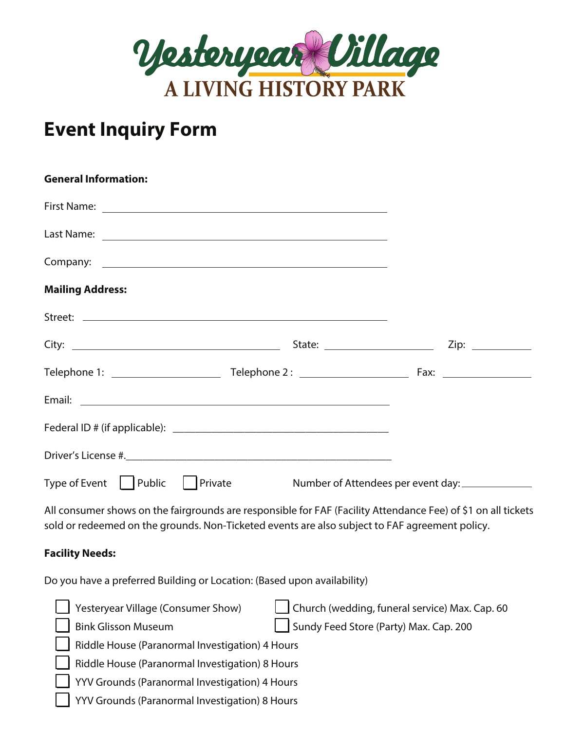Yesteryear Village

A LIVING HISTORY PARK

# Event Inquiry Form

**General Information:**

First Name: ______________________

Last Name: ______________________

Company: ______________________

**Mailing Address:**

Street: ______________________

City: ______________ State: ______________ Zip: __________

Telephone 1: ______________ Telephone 2 : ______________ Fax: ______________

Email: ______________________

Federal ID # (if applicable): ______________________

Driver's License #.______________________

Type of Event ☐ Public ☐ Private Number of Attendees per event day: __________

All consumer shows on the fairgrounds are responsible for FAF (Facility Attendance Fee) of $1 on all tickets sold or redeemed on the grounds. Non-Ticketed events are also subject to FAF agreement policy.

**Facility Needs:**

Do you have a preferred Building or Location: (Based upon availability)

- ☐ Yesteryear Village (Consumer Show)
- ☐ Church (wedding, funeral service) Max. Cap. 60
- ☐ Bink Glisson Museum
- ☐ Sundy Feed Store (Party) Max. Cap. 200
- ☐ Riddle House (Paranormal Investigation) 4 Hours
- ☐ Riddle House (Paranormal Investigation) 8 Hours
- ☐ YYV Grounds (Paranormal Investigation) 4 Hours
- ☐ YYV Grounds (Paranormal Investigation) 8 Hours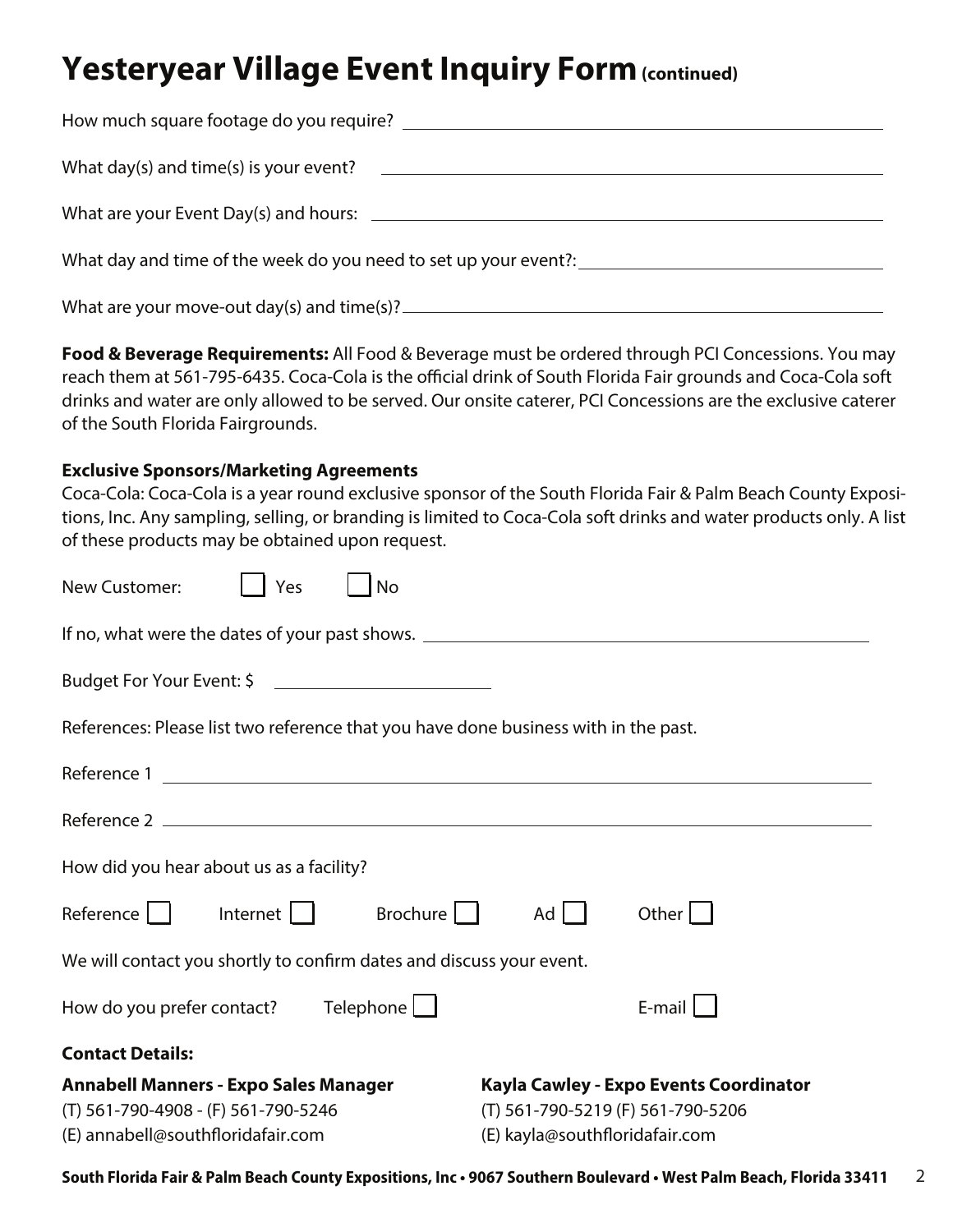# Yesteryear Village Event Inquiry Form (continued)

How much square footage do you require? ______________________________

What day(s) and time(s) is your event? ______________________________

What are your Event Day(s) and hours: ______________________________

What day and time of the week do you need to set up your event?: ______________________________

What are your move-out day(s) and time(s)? ______________________________

**Food & Beverage Requirements:** All Food & Beverage must be ordered through PCI Concessions. You may reach them at 561-795-6435. Coca-Cola is the official drink of South Florida Fair grounds and Coca-Cola soft drinks and water are only allowed to be served. Our onsite caterer, PCI Concessions are the exclusive caterer of the South Florida Fairgrounds.

**Exclusive Sponsors/Marketing Agreements**

Coca-Cola: Coca-Cola is a year round exclusive sponsor of the South Florida Fair & Palm Beach County Expositions, Inc. Any sampling, selling, or branding is limited to Coca-Cola soft drinks and water products only. A list of these products may be obtained upon request.

New Customer: ☐ Yes ☐ No

If no, what were the dates of your past shows. ______________________________

Budget For Your Event: $ ______________

References: Please list two reference that you have done business with in the past.

Reference 1 ______________________________

Reference 2 ______________________________

How did you hear about us as a facility?

Reference ☐ Internet ☐ Brochure ☐ Ad ☐ Other ☐

We will contact you shortly to confirm dates and discuss your event.

How do you prefer contact? Telephone ☐ E-mail ☐

**Contact Details:**

**Annabell Manners - Expo Sales Manager**
(T) 561-790-4908 - (F) 561-790-5246
(E) annabell@southfloridafair.com

**Kayla Cawley - Expo Events Coordinator**
(T) 561-790-5219 (F) 561-790-5206
(E) kayla@southfloridafair.com

**South Florida Fair & Palm Beach County Expositions, Inc • 9067 Southern Boulevard • West Palm Beach, Florida 33411**